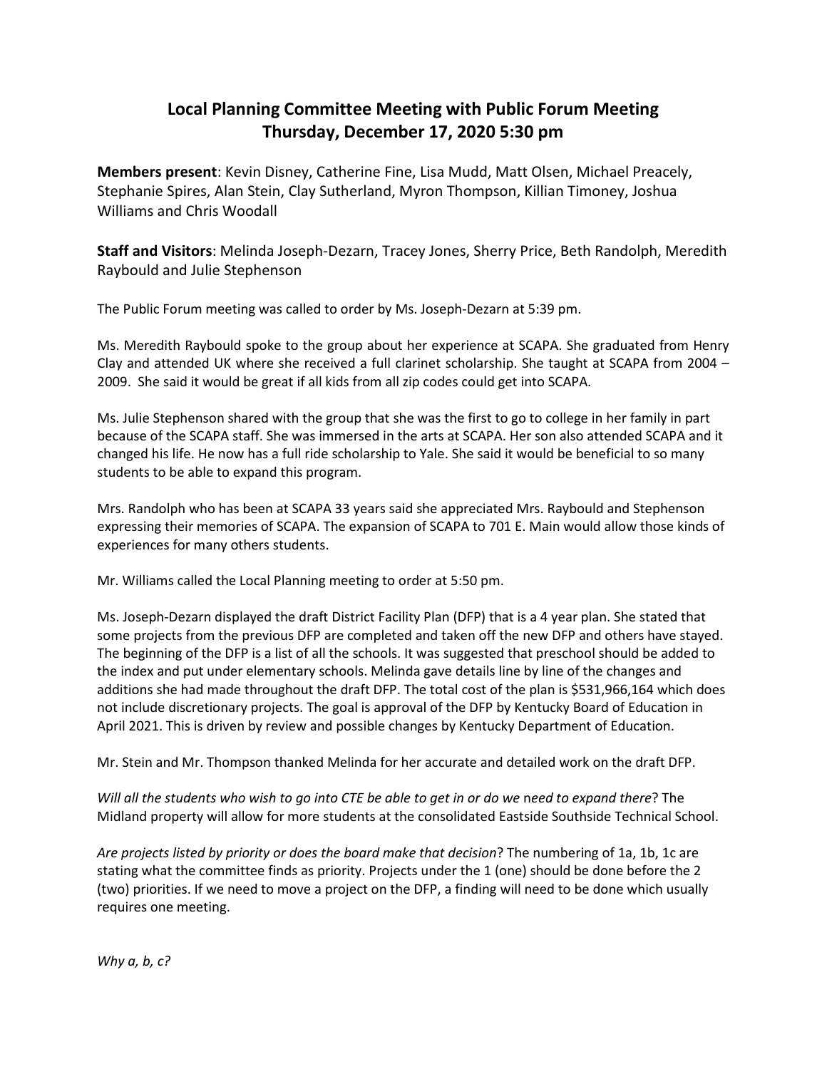# Local Planning Committee Meeting with Public Forum Meeting
## Thursday, December 17, 2020 5:30 pm

**Members present**: Kevin Disney, Catherine Fine, Lisa Mudd, Matt Olsen, Michael Preacely, Stephanie Spires, Alan Stein, Clay Sutherland, Myron Thompson, Killian Timoney, Joshua Williams and Chris Woodall

**Staff and Visitors**: Melinda Joseph-Dezarn, Tracey Jones, Sherry Price, Beth Randolph, Meredith Raybould and Julie Stephenson

The Public Forum meeting was called to order by Ms. Joseph-Dezarn at 5:39 pm.

Ms. Meredith Raybould spoke to the group about her experience at SCAPA. She graduated from Henry Clay and attended UK where she received a full clarinet scholarship. She taught at SCAPA from 2004 – 2009. She said it would be great if all kids from all zip codes could get into SCAPA.

Ms. Julie Stephenson shared with the group that she was the first to go to college in her family in part because of the SCAPA staff. She was immersed in the arts at SCAPA. Her son also attended SCAPA and it changed his life. He now has a full ride scholarship to Yale. She said it would be beneficial to so many students to be able to expand this program.

Mrs. Randolph who has been at SCAPA 33 years said she appreciated Mrs. Raybould and Stephenson expressing their memories of SCAPA. The expansion of SCAPA to 701 E. Main would allow those kinds of experiences for many others students.

Mr. Williams called the Local Planning meeting to order at 5:50 pm.

Ms. Joseph-Dezarn displayed the draft District Facility Plan (DFP) that is a 4 year plan. She stated that some projects from the previous DFP are completed and taken off the new DFP and others have stayed. The beginning of the DFP is a list of all the schools. It was suggested that preschool should be added to the index and put under elementary schools. Melinda gave details line by line of the changes and additions she had made throughout the draft DFP. The total cost of the plan is $531,966,164 which does not include discretionary projects. The goal is approval of the DFP by Kentucky Board of Education in April 2021. This is driven by review and possible changes by Kentucky Department of Education.

Mr. Stein and Mr. Thompson thanked Melinda for her accurate and detailed work on the draft DFP.

*Will all the students who wish to go into CTE be able to get in or do we need to expand there*? The Midland property will allow for more students at the consolidated Eastside Southside Technical School.

*Are projects listed by priority or does the board make that decision*? The numbering of 1a, 1b, 1c are stating what the committee finds as priority. Projects under the 1 (one) should be done before the 2 (two) priorities. If we need to move a project on the DFP, a finding will need to be done which usually requires one meeting.

*Why a, b, c?*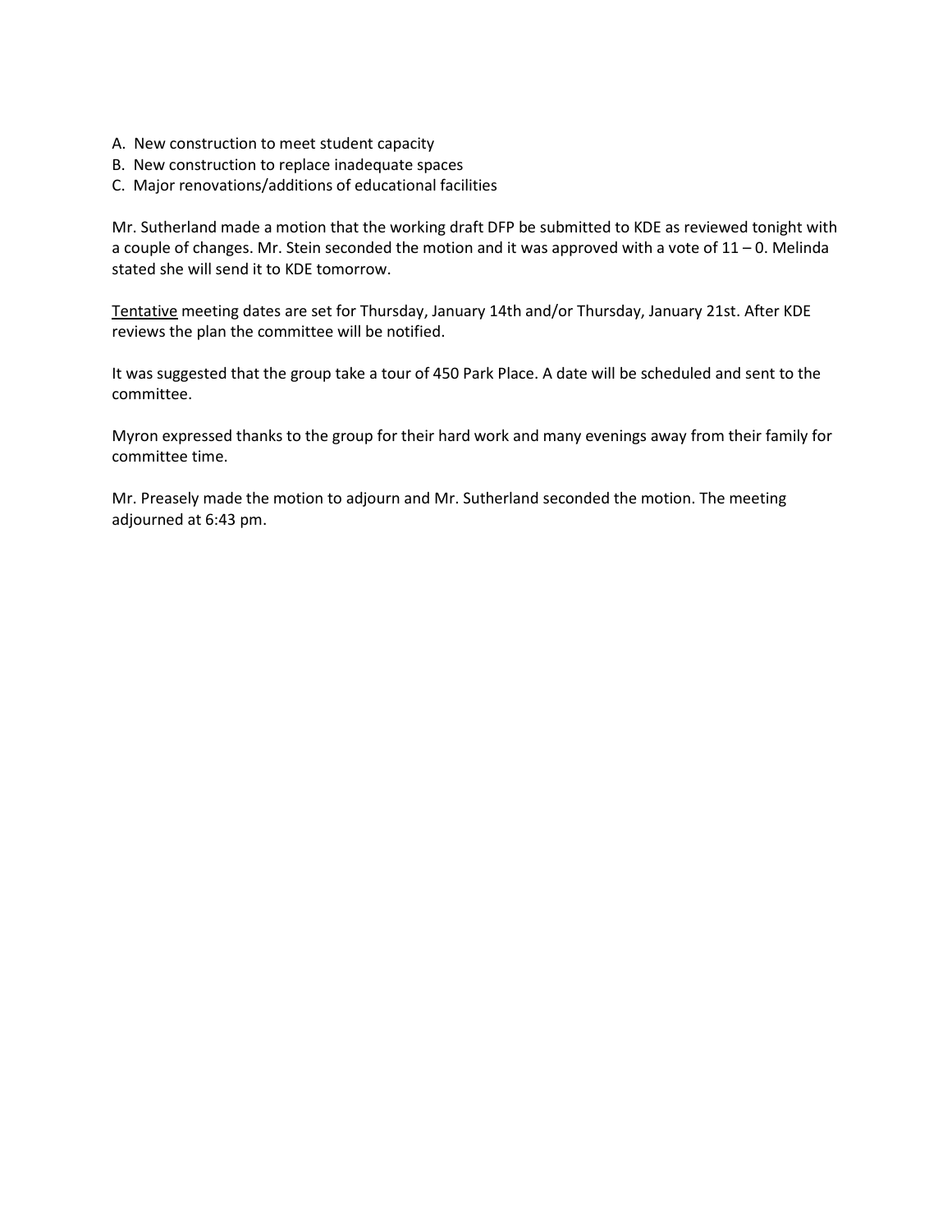A. New construction to meet student capacity
B. New construction to replace inadequate spaces
C. Major renovations/additions of educational facilities

Mr. Sutherland made a motion that the working draft DFP be submitted to KDE as reviewed tonight with a couple of changes. Mr. Stein seconded the motion and it was approved with a vote of 11 – 0. Melinda stated she will send it to KDE tomorrow.

<u>Tentative</u> meeting dates are set for Thursday, January 14th and/or Thursday, January 21st. After KDE reviews the plan the committee will be notified.

It was suggested that the group take a tour of 450 Park Place. A date will be scheduled and sent to the committee.

Myron expressed thanks to the group for their hard work and many evenings away from their family for committee time.

Mr. Preasely made the motion to adjourn and Mr. Sutherland seconded the motion. The meeting adjourned at 6:43 pm.